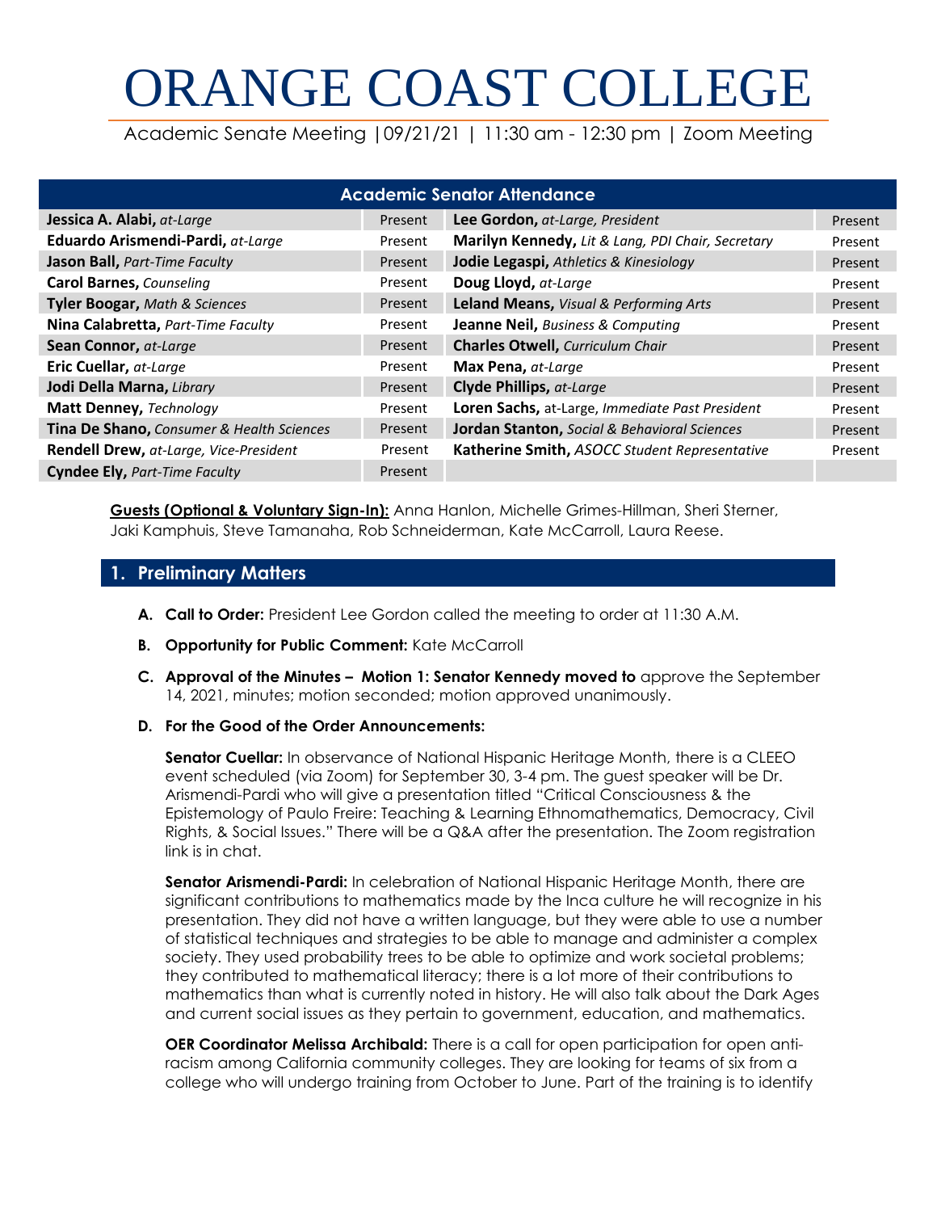# ORANGE COAST COLLEGE

Academic Senate Meeting |09/21/21 | 11:30 am - 12:30 pm | Zoom Meeting

| Academic Senator Attendance | | | |
|---|---|---|---|
| **Jessica A. Alabi,** *at-Large* | Present | **Lee Gordon,** *at-Large, President* | Present |
| **Eduardo Arismendi-Pardi,** *at-Large* | Present | **Marilyn Kennedy,** *Lit & Lang, PDI Chair, Secretary* | Present |
| **Jason Ball,** *Part-Time Faculty* | Present | **Jodie Legaspi,** *Athletics & Kinesiology* | Present |
| **Carol Barnes,** *Counseling* | Present | **Doug Lloyd,** *at-Large* | Present |
| **Tyler Boogar,** *Math & Sciences* | Present | **Leland Means,** *Visual & Performing Arts* | Present |
| **Nina Calabretta,** *Part-Time Faculty* | Present | **Jeanne Neil,** *Business & Computing* | Present |
| **Sean Connor,** *at-Large* | Present | **Charles Otwell,** *Curriculum Chair* | Present |
| **Eric Cuellar,** *at-Large* | Present | **Max Pena,** *at-Large* | Present |
| **Jodi Della Marna,** *Library* | Present | **Clyde Phillips,** *at-Large* | Present |
| **Matt Denney,** *Technology* | Present | **Loren Sachs,** at-Large, *Immediate Past President* | Present |
| **Tina De Shano,** *Consumer & Health Sciences* | Present | **Jordan Stanton,** *Social & Behavioral Sciences* | Present |
| **Rendell Drew,** *at-Large, Vice-President* | Present | **Katherine Smith,** *ASOCC Student Representative* | Present |
| **Cyndee Ely,** *Part-Time Faculty* | Present | | |

**Guests (Optional & Voluntary Sign-In):** Anna Hanlon, Michelle Grimes-Hillman, Sheri Sterner, Jaki Kamphuis, Steve Tamanaha, Rob Schneiderman, Kate McCarroll, Laura Reese.

## 1. Preliminary Matters

**A. Call to Order:** President Lee Gordon called the meeting to order at 11:30 A.M.

**B. Opportunity for Public Comment:** Kate McCarroll

**C. Approval of the Minutes – Motion 1: Senator Kennedy moved to** approve the September 14, 2021, minutes; motion seconded; motion approved unanimously.

**D. For the Good of the Order Announcements:**

**Senator Cuellar:** In observance of National Hispanic Heritage Month, there is a CLEEO event scheduled (via Zoom) for September 30, 3-4 pm. The guest speaker will be Dr. Arismendi-Pardi who will give a presentation titled "Critical Consciousness & the Epistemology of Paulo Freire: Teaching & Learning Ethnomathematics, Democracy, Civil Rights, & Social Issues." There will be a Q&A after the presentation. The Zoom registration link is in chat.

**Senator Arismendi-Pardi:** In celebration of National Hispanic Heritage Month, there are significant contributions to mathematics made by the Inca culture he will recognize in his presentation. They did not have a written language, but they were able to use a number of statistical techniques and strategies to be able to manage and administer a complex society. They used probability trees to be able to optimize and work societal problems; they contributed to mathematical literacy; there is a lot more of their contributions to mathematics than what is currently noted in history. He will also talk about the Dark Ages and current social issues as they pertain to government, education, and mathematics.

**OER Coordinator Melissa Archibald:** There is a call for open participation for open anti-racism among California community colleges. They are looking for teams of six from a college who will undergo training from October to June. Part of the training is to identify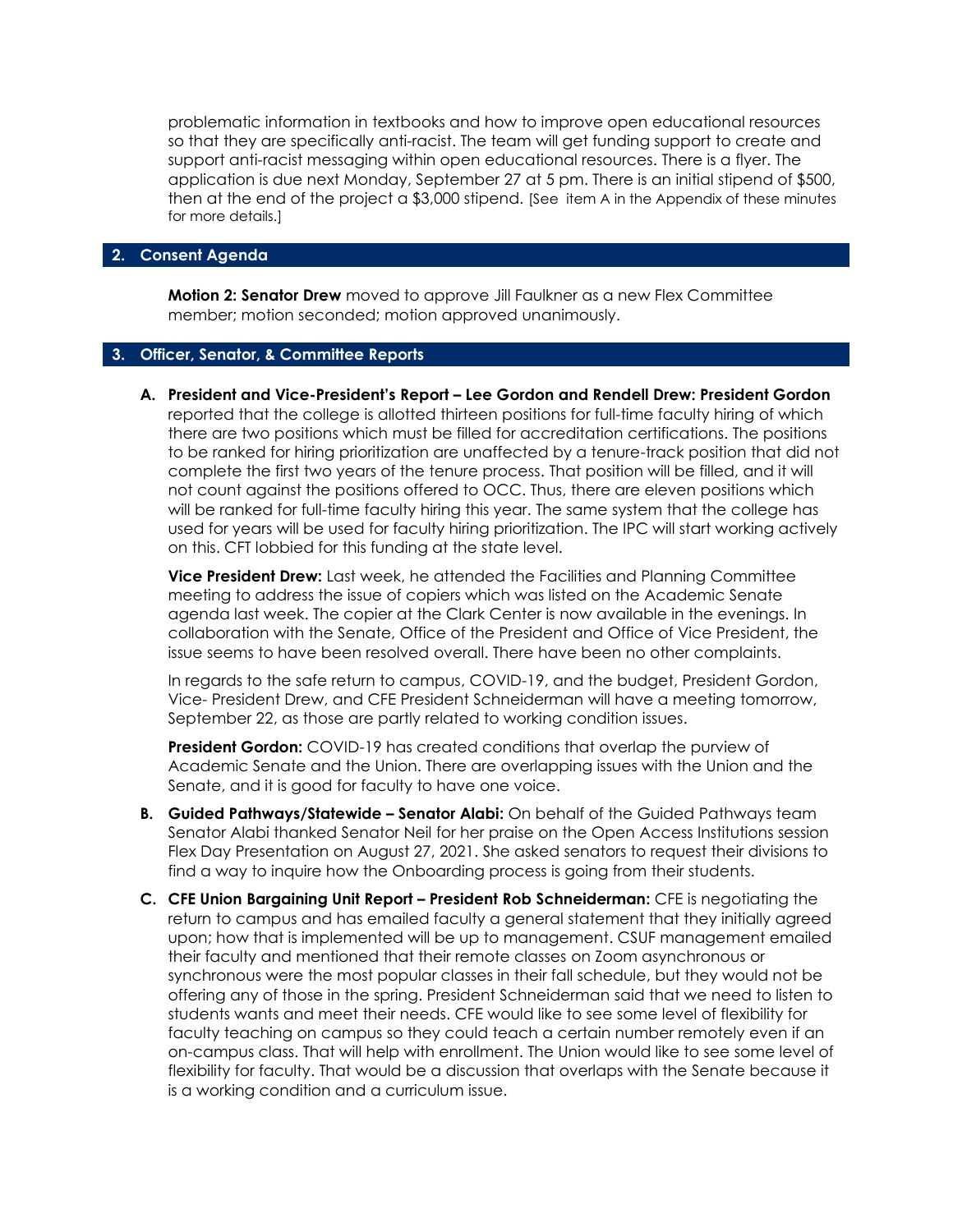problematic information in textbooks and how to improve open educational resources so that they are specifically anti-racist. The team will get funding support to create and support anti-racist messaging within open educational resources. There is a flyer. The application is due next Monday, September 27 at 5 pm. There is an initial stipend of $500, then at the end of the project a $3,000 stipend. [See item A in the Appendix of these minutes for more details.]

## 2. Consent Agenda

**Motion 2: Senator Drew** moved to approve Jill Faulkner as a new Flex Committee member; motion seconded; motion approved unanimously.

## 3. Officer, Senator, & Committee Reports

**A. President and Vice-President's Report – Lee Gordon and Rendell Drew: President Gordon** reported that the college is allotted thirteen positions for full-time faculty hiring of which there are two positions which must be filled for accreditation certifications. The positions to be ranked for hiring prioritization are unaffected by a tenure-track position that did not complete the first two years of the tenure process. That position will be filled, and it will not count against the positions offered to OCC. Thus, there are eleven positions which will be ranked for full-time faculty hiring this year. The same system that the college has used for years will be used for faculty hiring prioritization. The IPC will start working actively on this. CFT lobbied for this funding at the state level.

**Vice President Drew:** Last week, he attended the Facilities and Planning Committee meeting to address the issue of copiers which was listed on the Academic Senate agenda last week. The copier at the Clark Center is now available in the evenings. In collaboration with the Senate, Office of the President and Office of Vice President, the issue seems to have been resolved overall. There have been no other complaints.

In regards to the safe return to campus, COVID-19, and the budget, President Gordon, Vice- President Drew, and CFE President Schneiderman will have a meeting tomorrow, September 22, as those are partly related to working condition issues.

**President Gordon:** COVID-19 has created conditions that overlap the purview of Academic Senate and the Union. There are overlapping issues with the Union and the Senate, and it is good for faculty to have one voice.

**B. Guided Pathways/Statewide – Senator Alabi:** On behalf of the Guided Pathways team Senator Alabi thanked Senator Neil for her praise on the Open Access Institutions session Flex Day Presentation on August 27, 2021. She asked senators to request their divisions to find a way to inquire how the Onboarding process is going from their students.

**C. CFE Union Bargaining Unit Report – President Rob Schneiderman:** CFE is negotiating the return to campus and has emailed faculty a general statement that they initially agreed upon; how that is implemented will be up to management. CSUF management emailed their faculty and mentioned that their remote classes on Zoom asynchronous or synchronous were the most popular classes in their fall schedule, but they would not be offering any of those in the spring. President Schneiderman said that we need to listen to students wants and meet their needs. CFE would like to see some level of flexibility for faculty teaching on campus so they could teach a certain number remotely even if an on-campus class. That will help with enrollment. The Union would like to see some level of flexibility for faculty. That would be a discussion that overlaps with the Senate because it is a working condition and a curriculum issue.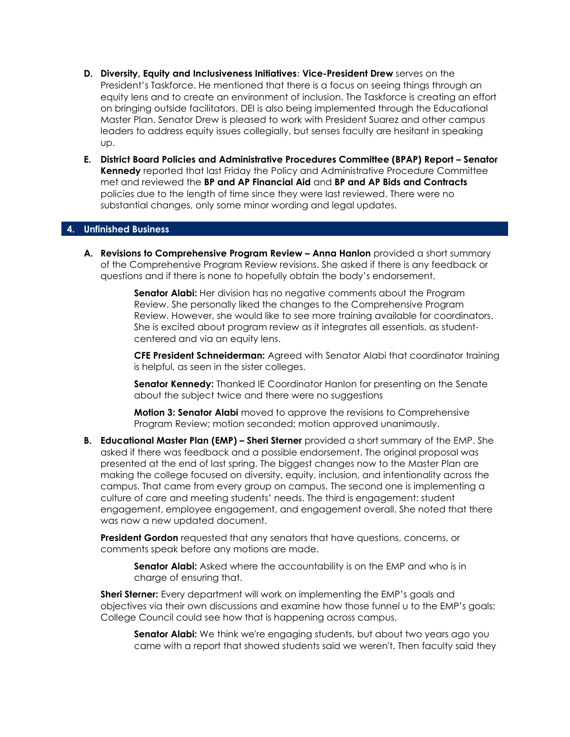D. **Diversity, Equity and Inclusiveness Initiatives**: **Vice-President Drew** serves on the President's Taskforce. He mentioned that there is a focus on seeing things through an equity lens and to create an environment of inclusion. The Taskforce is creating an effort on bringing outside facilitators. DEI is also being implemented through the Educational Master Plan. Senator Drew is pleased to work with President Suarez and other campus leaders to address equity issues collegially, but senses faculty are hesitant in speaking up.

E. **District Board Policies and Administrative Procedures Committee (BPAP) Report – Senator Kennedy** reported that last Friday the Policy and Administrative Procedure Committee met and reviewed the **BP and AP Financial Aid** and **BP and AP Bids and Contracts** policies due to the length of time since they were last reviewed. There were no substantial changes, only some minor wording and legal updates.

## 4. Unfinished Business

A. **Revisions to Comprehensive Program Review – Anna Hanlon** provided a short summary of the Comprehensive Program Review revisions. She asked if there is any feedback or questions and if there is none to hopefully obtain the body's endorsement.

> **Senator Alabi:** Her division has no negative comments about the Program Review. She personally liked the changes to the Comprehensive Program Review. However, she would like to see more training available for coordinators. She is excited about program review as it integrates all essentials, as student-centered and via an equity lens.
>
> **CFE President Schneiderman:** Agreed with Senator Alabi that coordinator training is helpful, as seen in the sister colleges.
>
> **Senator Kennedy:** Thanked IE Coordinator Hanlon for presenting on the Senate about the subject twice and there were no suggestions
>
> **Motion 3: Senator Alabi** moved to approve the revisions to Comprehensive Program Review; motion seconded; motion approved unanimously.

B. **Educational Master Plan (EMP) – Sheri Sterner** provided a short summary of the EMP. She asked if there was feedback and a possible endorsement. The original proposal was presented at the end of last spring. The biggest changes now to the Master Plan are making the college focused on diversity, equity, inclusion, and intentionality across the campus. That came from every group on campus. The second one is implementing a culture of care and meeting students' needs. The third is engagement: student engagement, employee engagement, and engagement overall. She noted that there was now a new updated document.

**President Gordon** requested that any senators that have questions, concerns, or comments speak before any motions are made.

> **Senator Alabi:** Asked where the accountability is on the EMP and who is in charge of ensuring that.

**Sheri Sterner:** Every department will work on implementing the EMP's goals and objectives via their own discussions and examine how those funnel u to the EMP's goals; College Council could see how that is happening across campus.

> **Senator Alabi:** We think we're engaging students, but about two years ago you came with a report that showed students said we weren't. Then faculty said they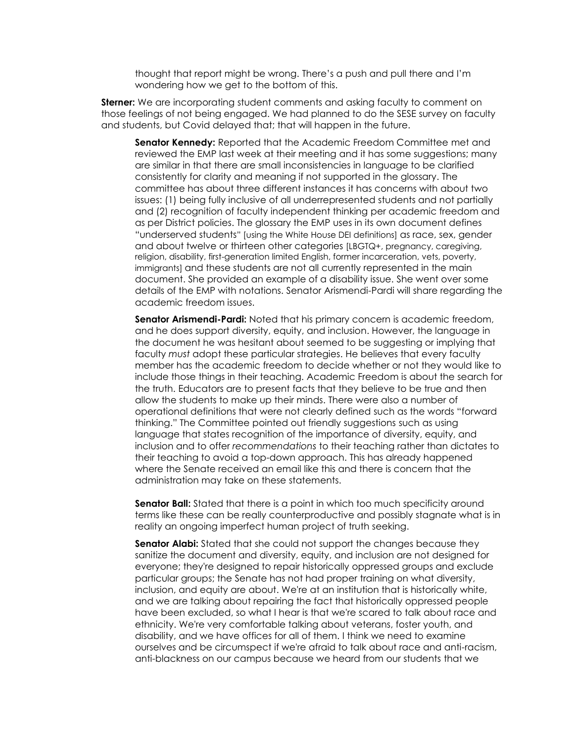thought that report might be wrong. There's a push and pull there and I'm wondering how we get to the bottom of this.

**Sterner:** We are incorporating student comments and asking faculty to comment on those feelings of not being engaged. We had planned to do the SESE survey on faculty and students, but Covid delayed that; that will happen in the future.

**Senator Kennedy:** Reported that the Academic Freedom Committee met and reviewed the EMP last week at their meeting and it has some suggestions; many are similar in that there are small inconsistencies in language to be clarified consistently for clarity and meaning if not supported in the glossary. The committee has about three different instances it has concerns with about two issues: (1) being fully inclusive of all underrepresented students and not partially and (2) recognition of faculty independent thinking per academic freedom and as per District policies. The glossary the EMP uses in its own document defines "underserved students" [using the White House DEI definitions] as race, sex, gender and about twelve or thirteen other categories [LBGTQ+, pregnancy, caregiving, religion, disability, first-generation limited English, former incarceration, vets, poverty, immigrants] and these students are not all currently represented in the main document. She provided an example of a disability issue. She went over some details of the EMP with notations. Senator Arismendi-Pardi will share regarding the academic freedom issues.

**Senator Arismendi-Pardi:** Noted that his primary concern is academic freedom, and he does support diversity, equity, and inclusion. However, the language in the document he was hesitant about seemed to be suggesting or implying that faculty *must* adopt these particular strategies. He believes that every faculty member has the academic freedom to decide whether or not they would like to include those things in their teaching. Academic Freedom is about the search for the truth. Educators are to present facts that they believe to be true and then allow the students to make up their minds. There were also a number of operational definitions that were not clearly defined such as the words "forward thinking." The Committee pointed out friendly suggestions such as using language that states recognition of the importance of diversity, equity, and inclusion and to offer *recommendations* to their teaching rather than dictates to their teaching to avoid a top-down approach. This has already happened where the Senate received an email like this and there is concern that the administration may take on these statements.

**Senator Ball:** Stated that there is a point in which too much specificity around terms like these can be really counterproductive and possibly stagnate what is in reality an ongoing imperfect human project of truth seeking.

**Senator Alabi:** Stated that she could not support the changes because they sanitize the document and diversity, equity, and inclusion are not designed for everyone; they're designed to repair historically oppressed groups and exclude particular groups; the Senate has not had proper training on what diversity, inclusion, and equity are about. We're at an institution that is historically white, and we are talking about repairing the fact that historically oppressed people have been excluded, so what I hear is that we're scared to talk about race and ethnicity. We're very comfortable talking about veterans, foster youth, and disability, and we have offices for all of them. I think we need to examine ourselves and be circumspect if we're afraid to talk about race and anti-racism, anti-blackness on our campus because we heard from our students that we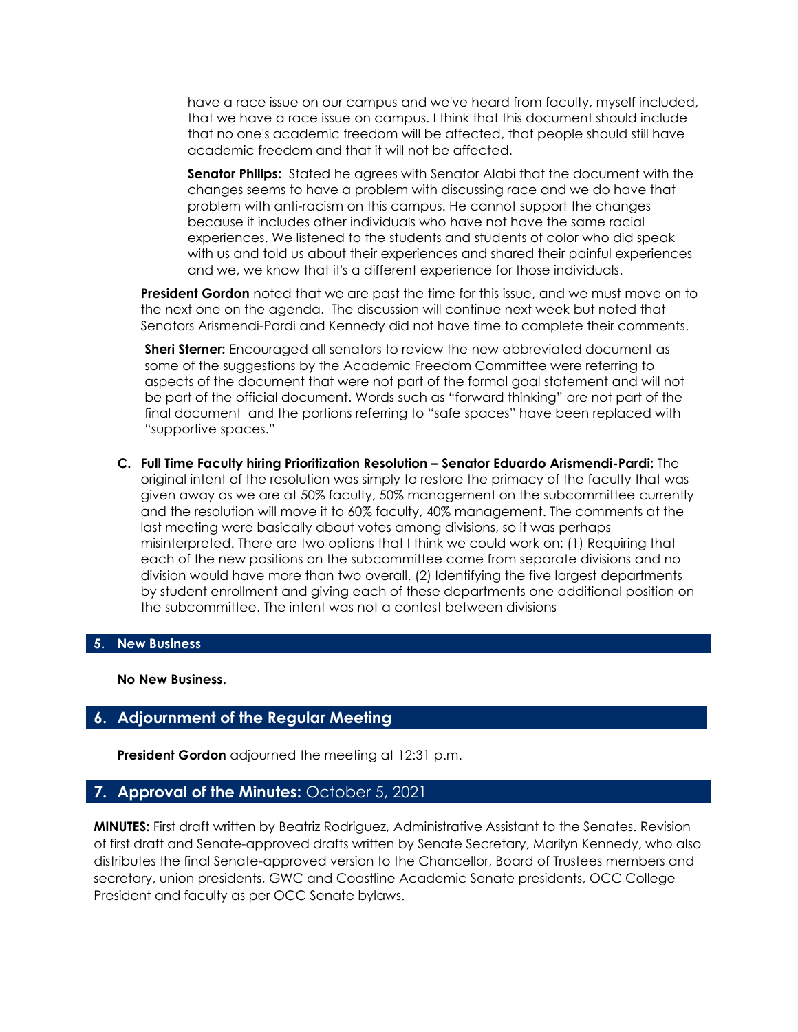have a race issue on our campus and we've heard from faculty, myself included, that we have a race issue on campus. I think that this document should include that no one's academic freedom will be affected, that people should still have academic freedom and that it will not be affected.

**Senator Philips:** Stated he agrees with Senator Alabi that the document with the changes seems to have a problem with discussing race and we do have that problem with anti-racism on this campus. He cannot support the changes because it includes other individuals who have not have the same racial experiences. We listened to the students and students of color who did speak with us and told us about their experiences and shared their painful experiences and we, we know that it's a different experience for those individuals.

**President Gordon** noted that we are past the time for this issue, and we must move on to the next one on the agenda. The discussion will continue next week but noted that Senators Arismendi-Pardi and Kennedy did not have time to complete their comments.

**Sheri Sterner:** Encouraged all senators to review the new abbreviated document as some of the suggestions by the Academic Freedom Committee were referring to aspects of the document that were not part of the formal goal statement and will not be part of the official document. Words such as "forward thinking" are not part of the final document and the portions referring to "safe spaces" have been replaced with "supportive spaces."

**C. Full Time Faculty hiring Prioritization Resolution – Senator Eduardo Arismendi-Pardi:** The original intent of the resolution was simply to restore the primacy of the faculty that was given away as we are at 50% faculty, 50% management on the subcommittee currently and the resolution will move it to 60% faculty, 40% management. The comments at the last meeting were basically about votes among divisions, so it was perhaps misinterpreted. There are two options that I think we could work on: (1) Requiring that each of the new positions on the subcommittee come from separate divisions and no division would have more than two overall. (2) Identifying the five largest departments by student enrollment and giving each of these departments one additional position on the subcommittee. The intent was not a contest between divisions

## 5. New Business

**No New Business.**

## 6. Adjournment of the Regular Meeting

**President Gordon** adjourned the meeting at 12:31 p.m.

## 7. Approval of the Minutes: October 5, 2021

**MINUTES:** First draft written by Beatriz Rodriguez, Administrative Assistant to the Senates. Revision of first draft and Senate-approved drafts written by Senate Secretary, Marilyn Kennedy, who also distributes the final Senate-approved version to the Chancellor, Board of Trustees members and secretary, union presidents, GWC and Coastline Academic Senate presidents, OCC College President and faculty as per OCC Senate bylaws.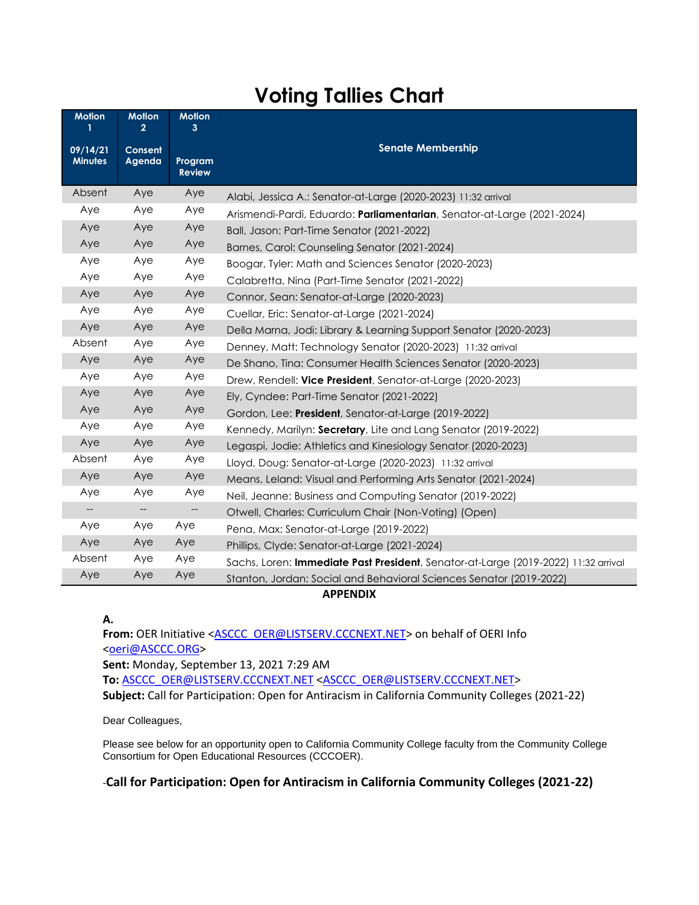# Voting Tallies Chart

| Motion 1<br><br>09/14/21 Minutes | Motion 2<br><br>Consent Agenda | Motion 3<br><br>Program Review | Senate Membership |
|---|---|---|---|
| Absent | Aye | Aye | Alabi, Jessica A.: Senator-at-Large (2020-2023) 11:32 arrival |
| Aye | Aye | Aye | Arismendi-Pardi, Eduardo: **Parliamentarian**, Senator-at-Large (2021-2024) |
| Aye | Aye | Aye | Ball, Jason: Part-Time Senator (2021-2022) |
| Aye | Aye | Aye | Barnes, Carol: Counseling Senator (2021-2024) |
| Aye | Aye | Aye | Boogar, Tyler: Math and Sciences Senator (2020-2023) |
| Aye | Aye | Aye | Calabretta, Nina (Part-Time Senator (2021-2022) |
| Aye | Aye | Aye | Connor, Sean: Senator-at-Large (2020-2023) |
| Aye | Aye | Aye | Cuellar, Eric: Senator-at-Large (2021-2024) |
| Aye | Aye | Aye | Della Marna, Jodi: Library & Learning Support Senator (2020-2023) |
| Absent | Aye | Aye | Denney, Matt: Technology Senator (2020-2023) 11:32 arrival |
| Aye | Aye | Aye | De Shano, Tina: Consumer Health Sciences Senator (2020-2023) |
| Aye | Aye | Aye | Drew, Rendell: **Vice President**, Senator-at-Large (2020-2023) |
| Aye | Aye | Aye | Ely, Cyndee: Part-Time Senator (2021-2022) |
| Aye | Aye | Aye | Gordon, Lee: **President**, Senator-at-Large (2019-2022) |
| Aye | Aye | Aye | Kennedy, Marilyn: **Secretary**, Lite and Lang Senator (2019-2022) |
| Aye | Aye | Aye | Legaspi, Jodie: Athletics and Kinesiology Senator (2020-2023) |
| Absent | Aye | Aye | Lloyd, Doug: Senator-at-Large (2020-2023) 11:32 arrival |
| Aye | Aye | Aye | Means, Leland: Visual and Performing Arts Senator (2021-2024) |
| Aye | Aye | Aye | Neil, Jeanne: Business and Computing Senator (2019-2022) |
| -- | -- | -- | Otwell, Charles: Curriculum Chair (Non-Voting) (Open) |
| Aye | Aye | Aye | Pena, Max: Senator-at-Large (2019-2022) |
| Aye | Aye | Aye | Phillips, Clyde: Senator-at-Large (2021-2024) |
| Absent | Aye | Aye | Sachs, Loren: **Immediate Past President**, Senator-at-Large (2019-2022) 11:32 arrival |
| Aye | Aye | Aye | Stanton, Jordan: Social and Behavioral Sciences Senator (2019-2022) |

**APPENDIX**

**A.**

**From:** OER Initiative <ASCCC_OER@LISTSERV.CCCNEXT.NET> on behalf of OERI Info <oeri@ASCCC.ORG>
**Sent:** Monday, September 13, 2021 7:29 AM
**To:** ASCCC_OER@LISTSERV.CCCNEXT.NET <ASCCC_OER@LISTSERV.CCCNEXT.NET>
**Subject:** Call for Participation: Open for Antiracism in California Community Colleges (2021-22)

Dear Colleagues,

Please see below for an opportunity open to California Community College faculty from the Community College Consortium for Open Educational Resources (CCCOER).

-**Call for Participation: Open for Antiracism in California Community Colleges (2021-22)**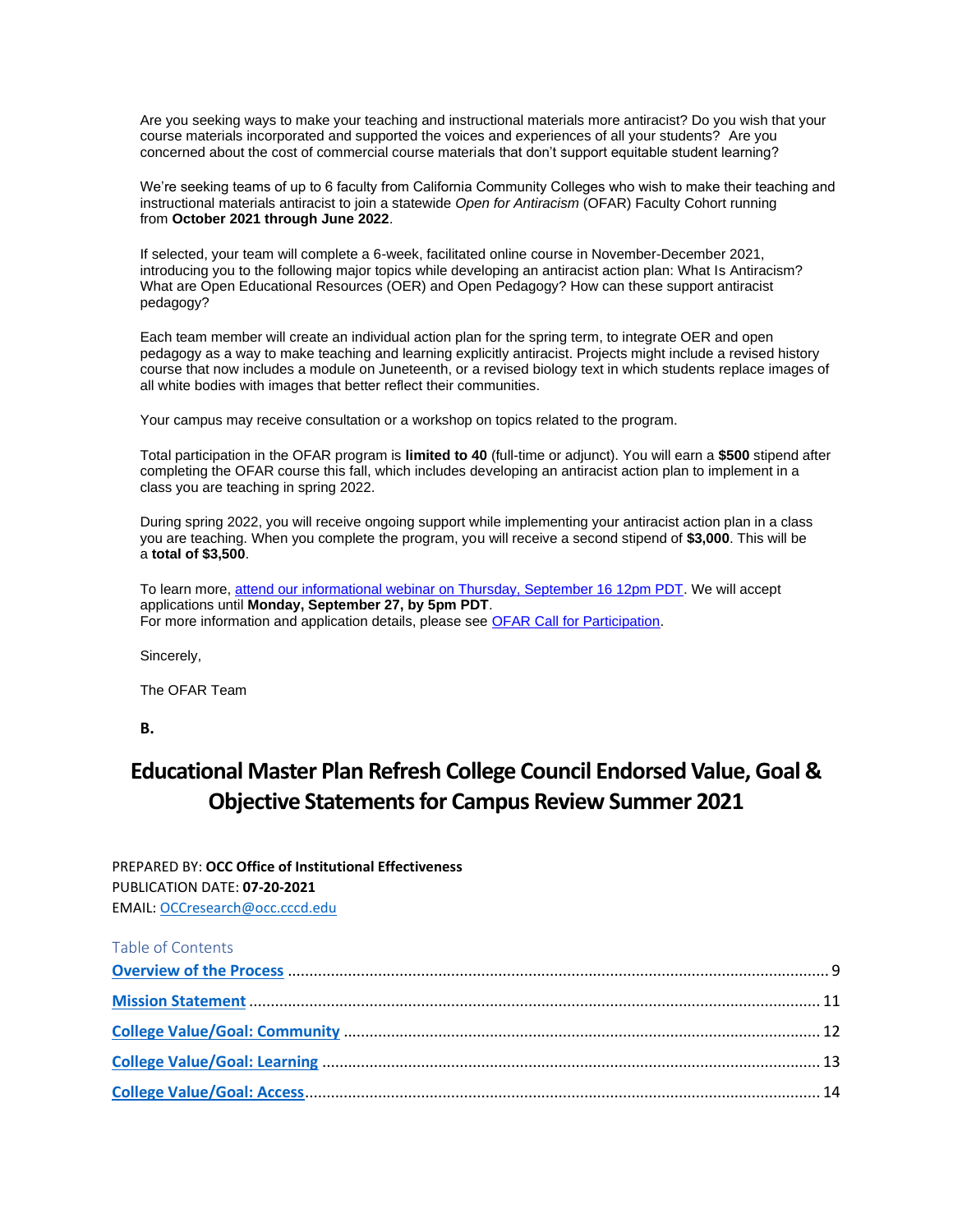Are you seeking ways to make your teaching and instructional materials more antiracist? Do you wish that your course materials incorporated and supported the voices and experiences of all your students? Are you concerned about the cost of commercial course materials that don't support equitable student learning?

We're seeking teams of up to 6 faculty from California Community Colleges who wish to make their teaching and instructional materials antiracist to join a statewide *Open for Antiracism* (OFAR) Faculty Cohort running from **October 2021 through June 2022**.

If selected, your team will complete a 6-week, facilitated online course in November-December 2021, introducing you to the following major topics while developing an antiracist action plan: What Is Antiracism? What are Open Educational Resources (OER) and Open Pedagogy? How can these support antiracist pedagogy?

Each team member will create an individual action plan for the spring term, to integrate OER and open pedagogy as a way to make teaching and learning explicitly antiracist. Projects might include a revised history course that now includes a module on Juneteenth, or a revised biology text in which students replace images of all white bodies with images that better reflect their communities.

Your campus may receive consultation or a workshop on topics related to the program.

Total participation in the OFAR program is **limited to 40** (full-time or adjunct). You will earn a **$500** stipend after completing the OFAR course this fall, which includes developing an antiracist action plan to implement in a class you are teaching in spring 2022.

During spring 2022, you will receive ongoing support while implementing your antiracist action plan in a class you are teaching. When you complete the program, you will receive a second stipend of **$3,000**. This will be a **total of $3,500**.

To learn more, attend our informational webinar on Thursday, September 16 12pm PDT. We will accept applications until **Monday, September 27, by 5pm PDT**.
For more information and application details, please see OFAR Call for Participation.

Sincerely,

The OFAR Team

**B.**

# Educational Master Plan Refresh College Council Endorsed Value, Goal & Objective Statements for Campus Review Summer 2021

PREPARED BY: **OCC Office of Institutional Effectiveness**
PUBLICATION DATE: **07-20-2021**
EMAIL: OCCresearch@occ.cccd.edu

Table of Contents

**Overview of the Process** .......... 9
**Mission Statement** .......... 11
**College Value/Goal: Community** .......... 12
**College Value/Goal: Learning** .......... 13
**College Value/Goal: Access** .......... 14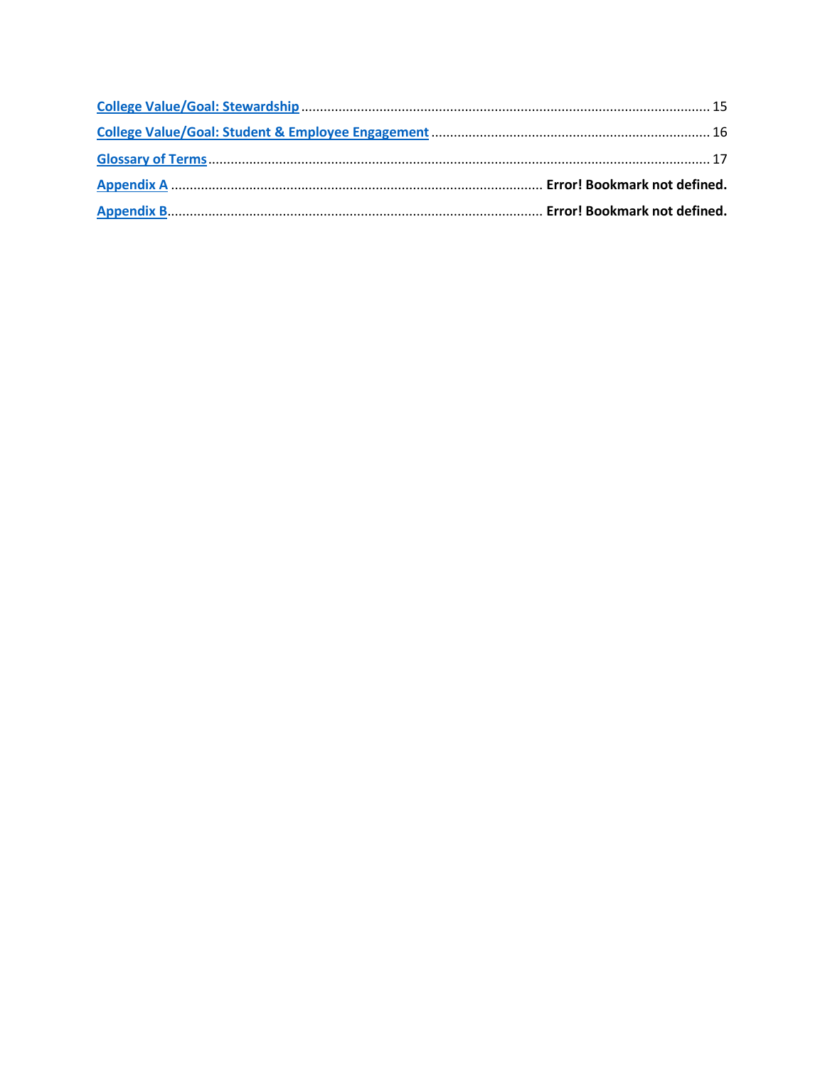College Value/Goal: Stewardship ........................................................................................................... 15

College Value/Goal: Student & Employee Engagement ........................................................................ 16

Glossary of Terms ..................................................................................................................................... 17

Appendix A ................................................................................................. **Error! Bookmark not defined.**

Appendix B ................................................................................................. **Error! Bookmark not defined.**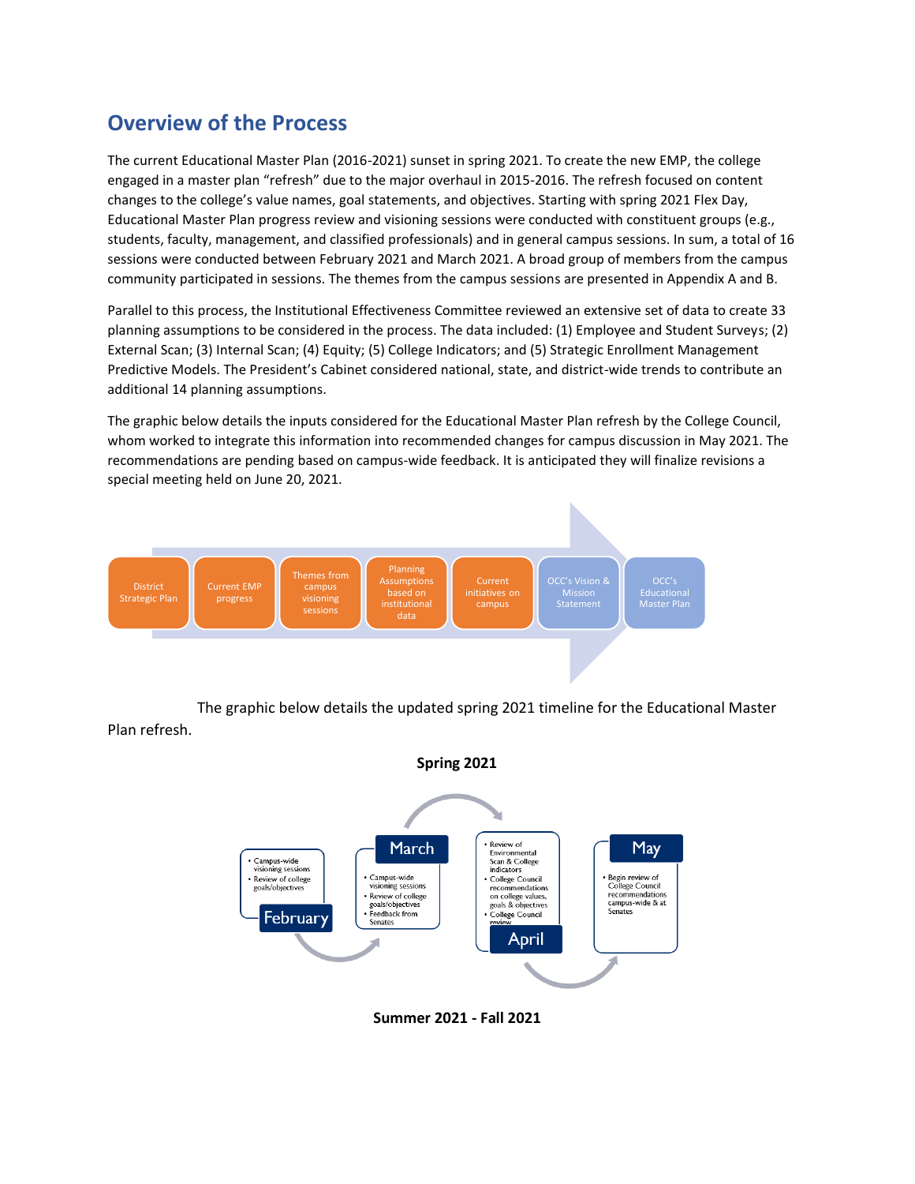## Overview of the Process

The current Educational Master Plan (2016-2021) sunset in spring 2021. To create the new EMP, the college engaged in a master plan "refresh" due to the major overhaul in 2015-2016. The refresh focused on content changes to the college's value names, goal statements, and objectives. Starting with spring 2021 Flex Day, Educational Master Plan progress review and visioning sessions were conducted with constituent groups (e.g., students, faculty, management, and classified professionals) and in general campus sessions. In sum, a total of 16 sessions were conducted between February 2021 and March 2021. A broad group of members from the campus community participated in sessions. The themes from the campus sessions are presented in Appendix A and B.

Parallel to this process, the Institutional Effectiveness Committee reviewed an extensive set of data to create 33 planning assumptions to be considered in the process. The data included: (1) Employee and Student Surveys; (2) External Scan; (3) Internal Scan; (4) Equity; (5) College Indicators; and (5) Strategic Enrollment Management Predictive Models. The President's Cabinet considered national, state, and district-wide trends to contribute an additional 14 planning assumptions.

The graphic below details the inputs considered for the Educational Master Plan refresh by the College Council, whom worked to integrate this information into recommended changes for campus discussion in May 2021. The recommendations are pending based on campus-wide feedback. It is anticipated they will finalize revisions a special meeting held on June 20, 2021.

District Strategic Plan → Current EMP progress → Themes from campus visioning sessions → Planning Assumptions based on institutional data → Current initiatives on campus → OCC's Vision & Mission Statement → OCC's Educational Master Plan

The graphic below details the updated spring 2021 timeline for the Educational Master Plan refresh.

**Spring 2021**

**February**
- Campus-wide visioning sessions
- Review of college goals/objectives

**March**
- Campus-wide visioning sessions
- Review of college goals/objectives
- Feedback from Senates

**April**
- Review of Environmental Scan & College indicators
- College Council recommendations on college values, goals & objectives
- College Council review

**May**
- Begin review of College Council recommendations campus-wide & at Senates

**Summer 2021 - Fall 2021**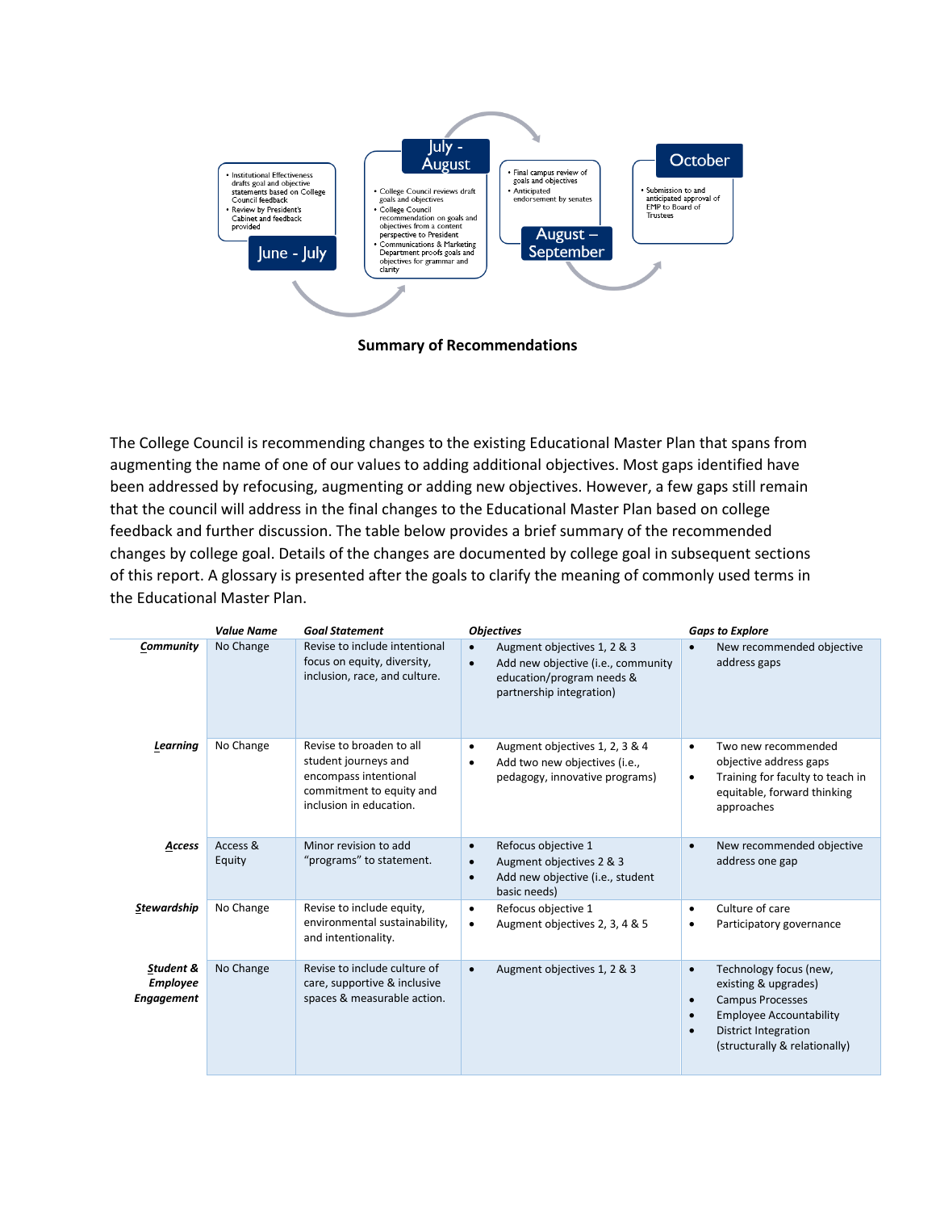**June - July**

- Institutional Effectiveness drafts goal and objective statements based on College Council feedback
- Review by President's Cabinet and feedback provided

**July - August**

- College Council reviews draft goals and objectives
- College Council recommendation on goals and objectives from a content perspective to President
- Communications & Marketing Department proofs goals and objectives for grammar and clarity

**August – September**

- Final campus review of goals and objectives
- Anticipated endorsement by senates

**October**

- Submission to and anticipated approval of EMP to Board of Trustees

## Summary of Recommendations

The College Council is recommending changes to the existing Educational Master Plan that spans from augmenting the name of one of our values to adding additional objectives. Most gaps identified have been addressed by refocusing, augmenting or adding new objectives. However, a few gaps still remain that the council will address in the final changes to the Educational Master Plan based on college feedback and further discussion. The table below provides a brief summary of the recommended changes by college goal. Details of the changes are documented by college goal in subsequent sections of this report. A glossary is presented after the goals to clarify the meaning of commonly used terms in the Educational Master Plan.

| | *Value Name* | *Goal Statement* | *Objectives* | *Gaps to Explore* |
|---|---|---|---|---|
| ***Community*** | No Change | Revise to include intentional focus on equity, diversity, inclusion, race, and culture. | • Augment objectives 1, 2 & 3<br>• Add new objective (i.e., community education/program needs & partnership integration) | • New recommended objective address gaps |
| ***Learning*** | No Change | Revise to broaden to all student journeys and encompass intentional commitment to equity and inclusion in education. | • Augment objectives 1, 2, 3 & 4<br>• Add two new objectives (i.e., pedagogy, innovative programs) | • Two new recommended objective address gaps<br>• Training for faculty to teach in equitable, forward thinking approaches |
| ***Access*** | Access & Equity | Minor revision to add "programs" to statement. | • Refocus objective 1<br>• Augment objectives 2 & 3<br>• Add new objective (i.e., student basic needs) | • New recommended objective address one gap |
| ***Stewardship*** | No Change | Revise to include equity, environmental sustainability, and intentionality. | • Refocus objective 1<br>• Augment objectives 2, 3, 4 & 5 | • Culture of care<br>• Participatory governance |
| ***Student & Employee Engagement*** | No Change | Revise to include culture of care, supportive & inclusive spaces & measurable action. | • Augment objectives 1, 2 & 3 | • Technology focus (new, existing & upgrades)<br>• Campus Processes<br>• Employee Accountability<br>• District Integration (structurally & relationally) |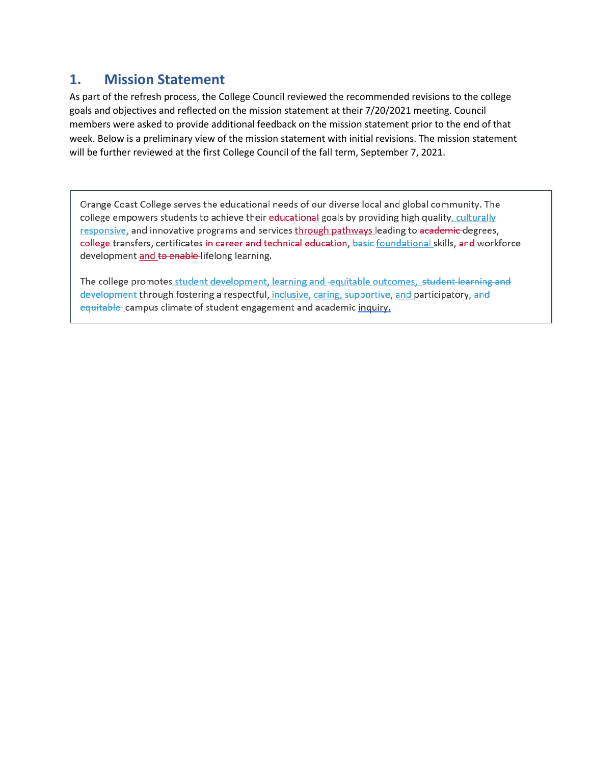## 1. Mission Statement

As part of the refresh process, the College Council reviewed the recommended revisions to the college goals and objectives and reflected on the mission statement at their 7/20/2021 meeting. Council members were asked to provide additional feedback on the mission statement prior to the end of that week. Below is a preliminary view of the mission statement with initial revisions. The mission statement will be further reviewed at the first College Council of the fall term, September 7, 2021.

> Orange Coast College serves the educational needs of our diverse local and global community. The college empowers students to achieve their ~~educational~~ goals by providing high quality<u>, culturally responsive,</u> and innovative programs and services <u>through pathways</u> leading to ~~academic~~ degrees, ~~college~~ transfers, certificates ~~in career and technical education~~, ~~basic~~ <u>foundational</u> skills, ~~and~~ workforce development <u>and</u> ~~to enable~~ lifelong learning.
>
> The college promotes <u>student development, learning and equitable outcomes,</u> ~~student learning and development~~ through fostering a respectful<u>, inclusive,</u> <u>caring,</u> ~~supportive~~, <u>and</u> participatory~~, and equitable~~ campus climate of student engagement and academic <u>inquiry.</u>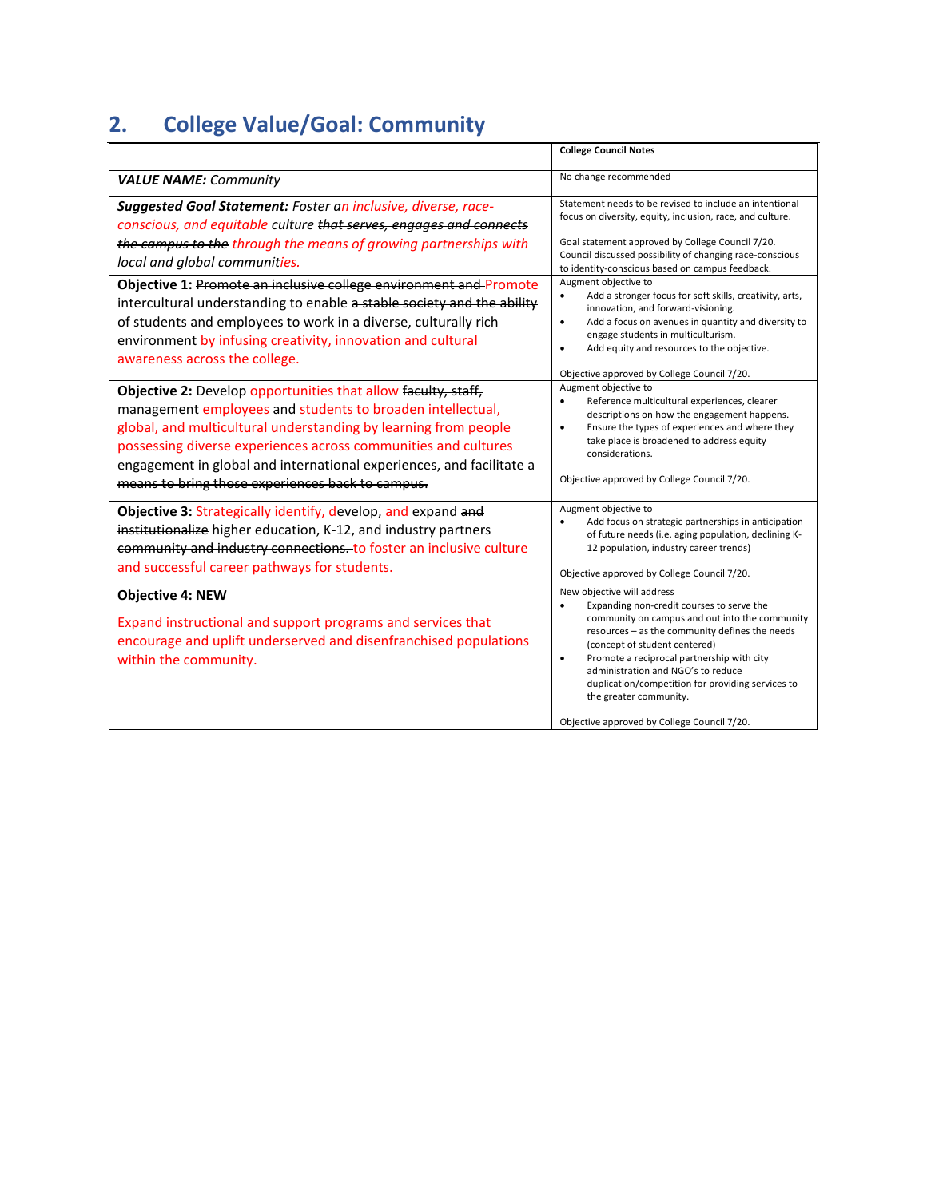## 2. College Value/Goal: Community

| | College Council Notes |
|---|---|
| ***VALUE NAME:*** *Community* | No change recommended |
| ***Suggested Goal Statement:*** *Foster an inclusive, diverse, race-conscious, and equitable culture ~~that serves, engages and connects the campus to the~~ through the means of growing partnerships with local and global communities.* | Statement needs to be revised to include an intentional focus on diversity, equity, inclusion, race, and culture.<br><br>Goal statement approved by College Council 7/20. Council discussed possibility of changing race-conscious to identity-conscious based on campus feedback. |
| **Objective 1:** ~~Promote an inclusive college environment and~~ Promote intercultural understanding to enable ~~a stable society and the ability of~~ students and employees to work in a diverse, culturally rich environment by infusing creativity, innovation and cultural awareness across the college. | Augment objective to<br>• Add a stronger focus for soft skills, creativity, arts, innovation, and forward-visioning.<br>• Add a focus on avenues in quantity and diversity to engage students in multiculturism.<br>• Add equity and resources to the objective.<br><br>Objective approved by College Council 7/20. |
| **Objective 2:** Develop opportunities that allow ~~faculty, staff, management~~ employees and students to broaden intellectual, global, and multicultural understanding by learning from people possessing diverse experiences across communities and cultures ~~engagement in global and international experiences, and facilitate a means to bring those experiences back to campus.~~ | Augment objective to<br>• Reference multicultural experiences, clearer descriptions on how the engagement happens.<br>• Ensure the types of experiences and where they take place is broadened to address equity considerations.<br><br>Objective approved by College Council 7/20. |
| **Objective 3:** Strategically identify, develop, and expand ~~and institutionalize~~ higher education, K-12, and industry partners ~~community and industry connections.~~ to foster an inclusive culture and successful career pathways for students. | Augment objective to<br>• Add focus on strategic partnerships in anticipation of future needs (i.e. aging population, declining K-12 population, industry career trends)<br><br>Objective approved by College Council 7/20. |
| **Objective 4: NEW**<br><br>Expand instructional and support programs and services that encourage and uplift underserved and disenfranchised populations within the community. | New objective will address<br>• Expanding non-credit courses to serve the community on campus and out into the community resources – as the community defines the needs (concept of student centered)<br>• Promote a reciprocal partnership with city administration and NGO's to reduce duplication/competition for providing services to the greater community.<br><br>Objective approved by College Council 7/20. |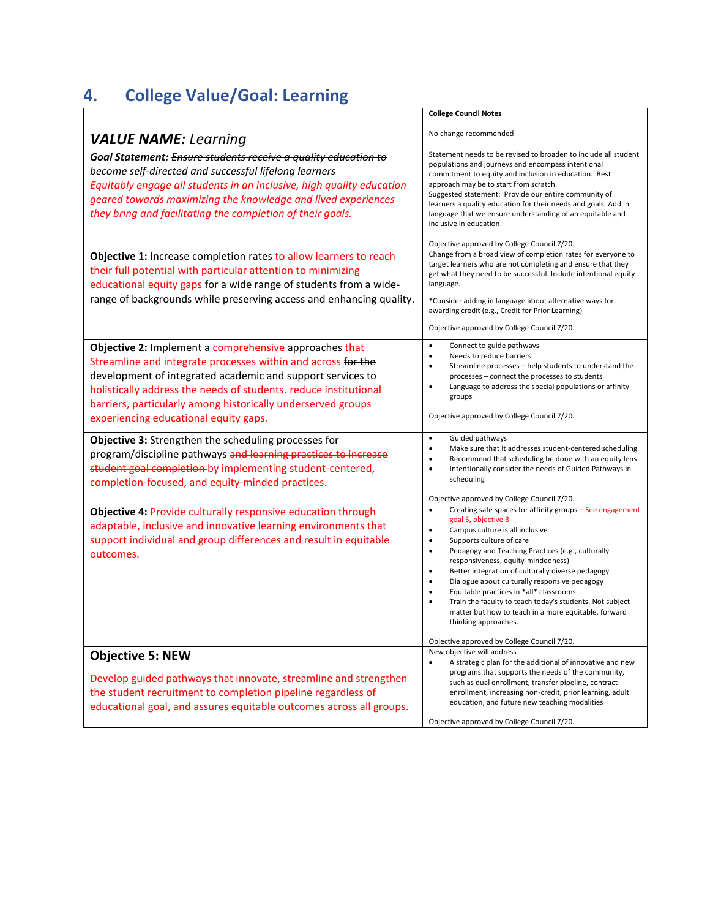## 4. College Value/Goal: Learning

| | College Council Notes |
|---|---|
| ***VALUE NAME:*** *Learning* | No change recommended |
| ***Goal Statement:*** *~~Ensure students receive a quality education to become self-directed and successful lifelong learners~~* *Equitably engage all students in an inclusive, high quality education geared towards maximizing the knowledge and lived experiences they bring and facilitating the completion of their goals.* | Statement needs to be revised to broaden to include all student populations and journeys and encompass intentional commitment to equity and inclusion in education. Best approach may be to start from scratch.<br>Suggested statement: Provide our entire community of learners a quality education for their needs and goals. Add in language that we ensure understanding of an equitable and inclusive in education.<br><br>Objective approved by College Council 7/20. |
| **Objective 1:** Increase completion rates to allow learners to reach their full potential with particular attention to minimizing educational equity gaps ~~for a wide range of students from a wide-range of backgrounds~~ while preserving access and enhancing quality. | Change from a broad view of completion rates for everyone to target learners who are not completing and ensure that they get what they need to be successful. Include intentional equity language.<br><br>*Consider adding in language about alternative ways for awarding credit (e.g., Credit for Prior Learning)<br><br>Objective approved by College Council 7/20. |
| **Objective 2:** ~~Implement a~~ ~~comprehensive~~ ~~approaches~~ ~~that~~ Streamline and integrate processes within and across ~~for the development of integrated~~ academic and support services to ~~holistically address the needs of students.~~ reduce institutional barriers, particularly among historically underserved groups experiencing educational equity gaps. | • Connect to guide pathways<br>• Needs to reduce barriers<br>• Streamline processes – help students to understand the processes – connect the processes to students<br>• Language to address the special populations or affinity groups<br><br>Objective approved by College Council 7/20. |
| **Objective 3:** Strengthen the scheduling processes for program/discipline pathways ~~and learning practices to increase student goal completion~~ by implementing student-centered, completion-focused, and equity-minded practices. | • Guided pathways<br>• Make sure that it addresses student-centered scheduling<br>• Recommend that scheduling be done with an equity lens.<br>• Intentionally consider the needs of Guided Pathways in scheduling<br><br>Objective approved by College Council 7/20. |
| **Objective 4:** Provide culturally responsive education through adaptable, inclusive and innovative learning environments that support individual and group differences and result in equitable outcomes. | • Creating safe spaces for affinity groups – See engagement goal 5, objective 3<br>• Campus culture is all inclusive<br>• Supports culture of care<br>• Pedagogy and Teaching Practices (e.g., culturally responsiveness, equity-mindedness)<br>• Better integration of culturally diverse pedagogy<br>• Dialogue about culturally responsive pedagogy<br>• Equitable practices in *all* classrooms<br>• Train the faculty to teach today's students. Not subject matter but how to teach in a more equitable, forward thinking approaches.<br><br>Objective approved by College Council 7/20. |
| **Objective 5: NEW**<br><br>Develop guided pathways that innovate, streamline and strengthen the student recruitment to completion pipeline regardless of educational goal, and assures equitable outcomes across all groups. | New objective will address<br>• A strategic plan for the additional of innovative and new programs that supports the needs of the community, such as dual enrollment, transfer pipeline, contract enrollment, increasing non-credit, prior learning, adult education, and future new teaching modalities<br><br>Objective approved by College Council 7/20. |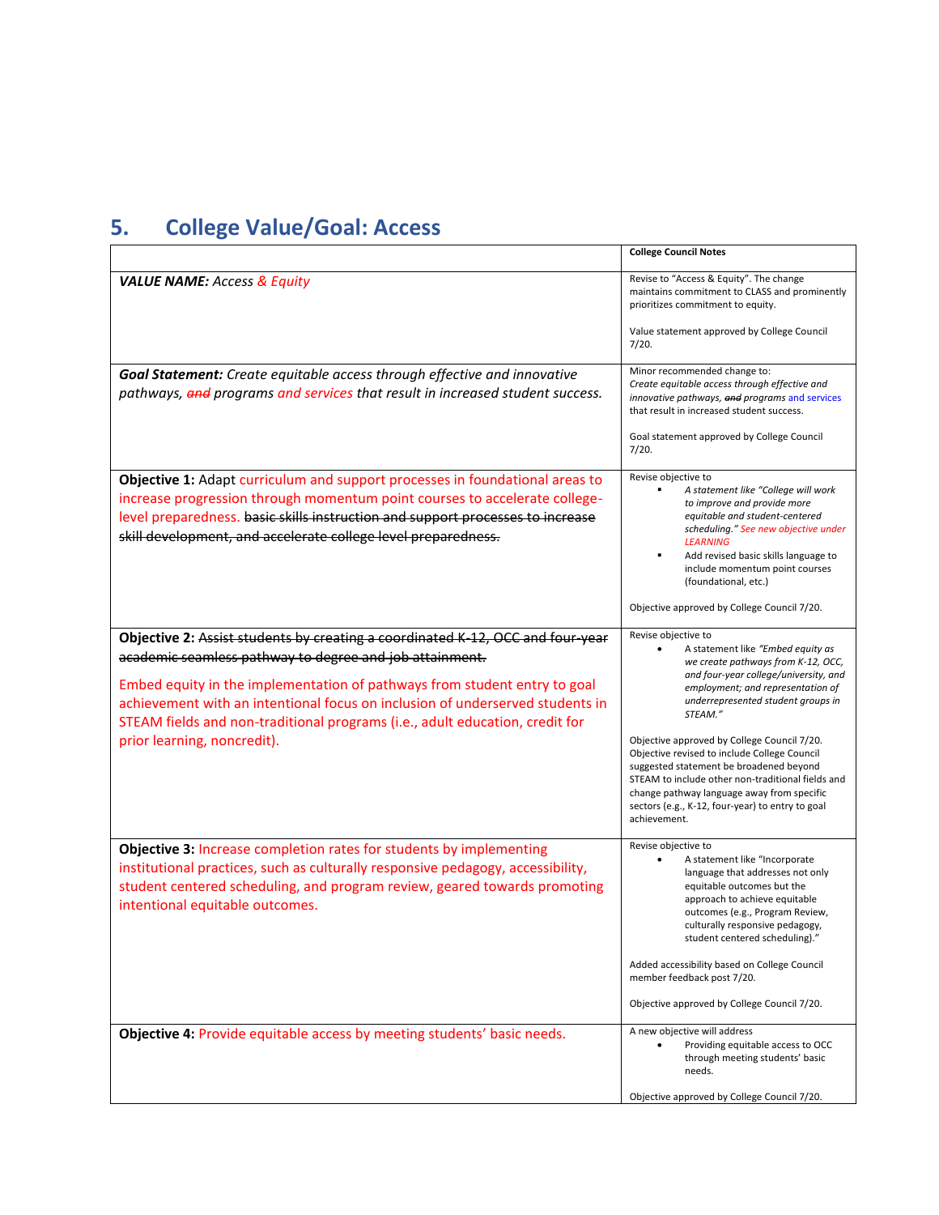## 5. College Value/Goal: Access

| | College Council Notes |
|---|---|
| ***VALUE NAME:*** *Access & Equity* | Revise to "Access & Equity". The change maintains commitment to CLASS and prominently prioritizes commitment to equity.<br><br>Value statement approved by College Council 7/20. |
| ***Goal Statement:*** *Create equitable access through effective and innovative pathways, ~~and~~ programs and services that result in increased student success.* | Minor recommended change to:<br>*Create equitable access through effective and innovative pathways, ~~and~~ programs* and services that result in increased student success.<br><br>Goal statement approved by College Council 7/20. |
| **Objective 1:** Adapt curriculum and support processes in foundational areas to increase progression through momentum point courses to accelerate college-level preparedness. ~~basic skills instruction and support processes to increase skill development, and accelerate college level preparedness.~~ | Revise objective to<br>▪ *A statement like "College will work to improve and provide more equitable and student-centered scheduling." See new objective under LEARNING*<br>▪ Add revised basic skills language to include momentum point courses (foundational, etc.)<br><br>Objective approved by College Council 7/20. |
| **Objective 2:** ~~Assist students by creating a coordinated K-12, OCC and four-year academic seamless pathway to degree and job attainment.~~<br><br>Embed equity in the implementation of pathways from student entry to goal achievement with an intentional focus on inclusion of underserved students in STEAM fields and non-traditional programs (i.e., adult education, credit for prior learning, noncredit). | Revise objective to<br>• A statement like *"Embed equity as we create pathways from K-12, OCC, and four-year college/university, and employment; and representation of underrepresented student groups in STEAM."*<br><br>Objective approved by College Council 7/20. Objective revised to include College Council suggested statement be broadened beyond STEAM to include other non-traditional fields and change pathway language away from specific sectors (e.g., K-12, four-year) to entry to goal achievement. |
| **Objective 3:** Increase completion rates for students by implementing institutional practices, such as culturally responsive pedagogy, accessibility, student centered scheduling, and program review, geared towards promoting intentional equitable outcomes. | Revise objective to<br>• A statement like "Incorporate language that addresses not only equitable outcomes but the approach to achieve equitable outcomes (e.g., Program Review, culturally responsive pedagogy, student centered scheduling)."<br><br>Added accessibility based on College Council member feedback post 7/20.<br><br>Objective approved by College Council 7/20. |
| **Objective 4:** Provide equitable access by meeting students' basic needs. | A new objective will address<br>• Providing equitable access to OCC through meeting students' basic needs.<br><br>Objective approved by College Council 7/20. |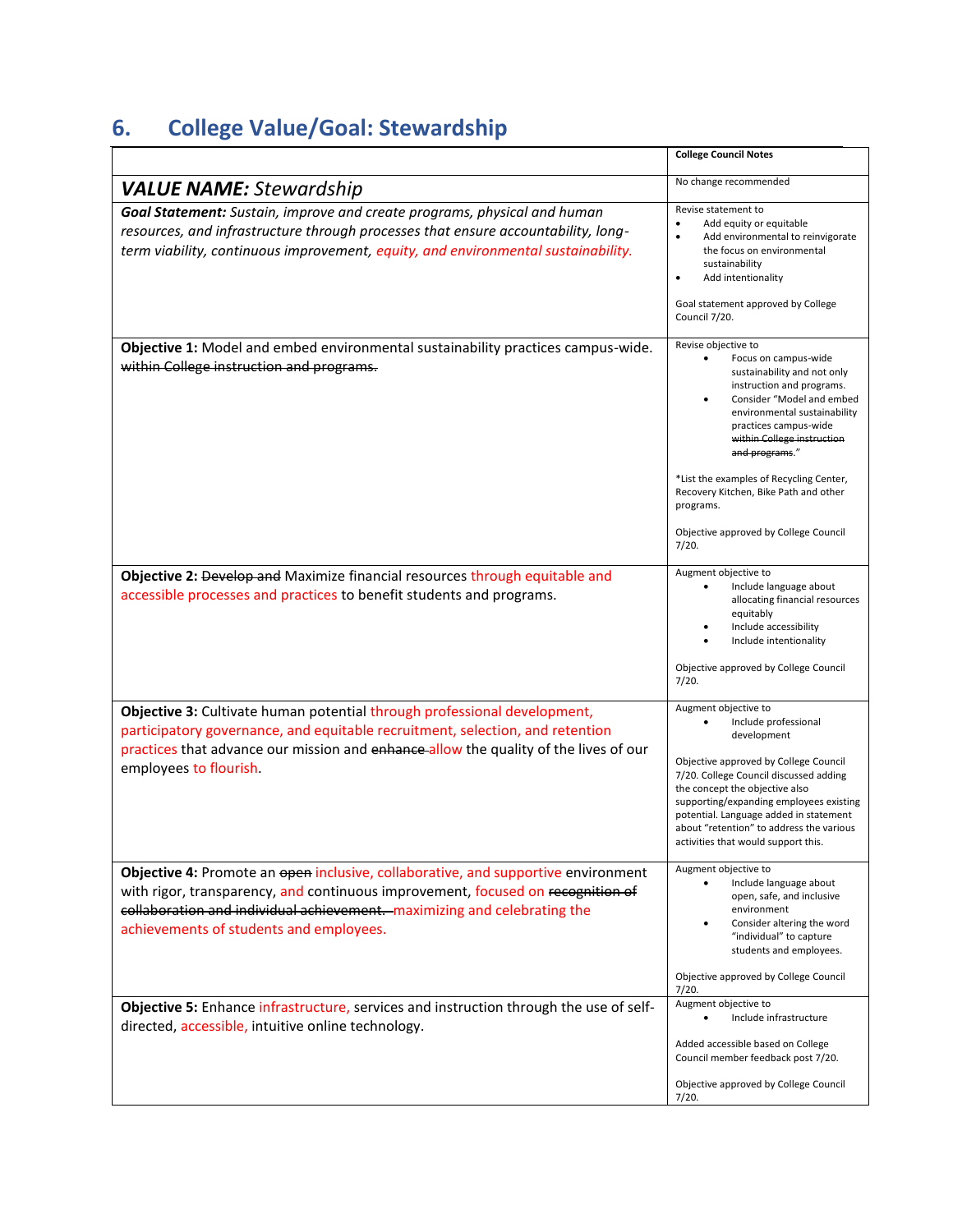## 6. College Value/Goal: Stewardship

| | College Council Notes |
|---|---|
| ***VALUE NAME:*** *Stewardship* | No change recommended |
| ***Goal Statement:*** *Sustain, improve and create programs, physical and human resources, and infrastructure through processes that ensure accountability, long-term viability, continuous improvement, equity, and environmental sustainability.* | Revise statement to<br>• Add equity or equitable<br>• Add environmental to reinvigorate the focus on environmental sustainability<br>• Add intentionality<br><br>Goal statement approved by College Council 7/20. |
| **Objective 1:** Model and embed environmental sustainability practices campus-wide. ~~within College instruction and programs.~~ | Revise objective to<br>• Focus on campus-wide sustainability and not only instruction and programs.<br>• Consider "Model and embed environmental sustainability practices campus-wide ~~within College instruction and programs~~."<br><br>*List the examples of Recycling Center, Recovery Kitchen, Bike Path and other programs.<br><br>Objective approved by College Council 7/20. |
| **Objective 2:** ~~Develop and~~ Maximize financial resources through equitable and accessible processes and practices to benefit students and programs. | Augment objective to<br>• Include language about allocating financial resources equitably<br>• Include accessibility<br>• Include intentionality<br><br>Objective approved by College Council 7/20. |
| **Objective 3:** Cultivate human potential through professional development, participatory governance, and equitable recruitment, selection, and retention practices that advance our mission and ~~enhance~~ allow the quality of the lives of our employees to flourish. | Augment objective to<br>• Include professional development<br><br>Objective approved by College Council 7/20. College Council discussed adding the concept the objective also supporting/expanding employees existing potential. Language added in statement about "retention" to address the various activities that would support this. |
| **Objective 4:** Promote an ~~open~~ inclusive, collaborative, and supportive environment with rigor, transparency, and continuous improvement, focused on ~~recognition of collaboration and individual achievement.~~ maximizing and celebrating the achievements of students and employees. | Augment objective to<br>• Include language about open, safe, and inclusive environment<br>• Consider altering the word "individual" to capture students and employees.<br><br>Objective approved by College Council 7/20. |
| **Objective 5:** Enhance infrastructure, services and instruction through the use of self-directed, accessible, intuitive online technology. | Augment objective to<br>• Include infrastructure<br><br>Added accessible based on College Council member feedback post 7/20.<br><br>Objective approved by College Council 7/20. |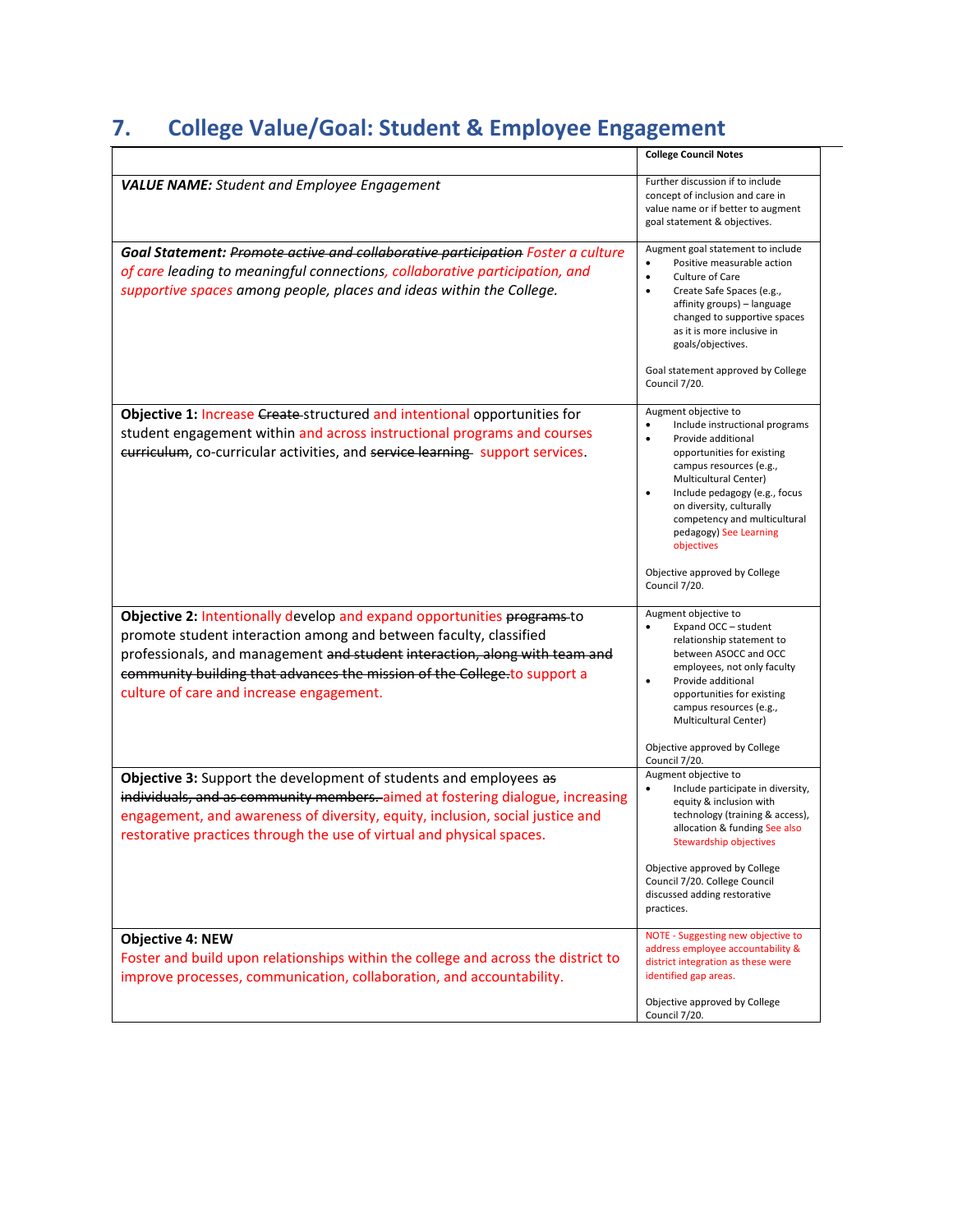## 7. College Value/Goal: Student & Employee Engagement

| | College Council Notes |
|---|---|
| ***VALUE NAME:*** *Student and Employee Engagement* | Further discussion if to include concept of inclusion and care in value name or if better to augment goal statement & objectives. |
| ***Goal Statement:*** *~~Promote active and collaborative participation~~ Foster a culture of care leading to meaningful connections, collaborative participation, and supportive spaces among people, places and ideas within the College.* | Augment goal statement to include<br>• Positive measurable action<br>• Culture of Care<br>• Create Safe Spaces (e.g., affinity groups) – language changed to supportive spaces as it is more inclusive in goals/objectives.<br><br>Goal statement approved by College Council 7/20. |
| **Objective 1:** Increase ~~Create~~ structured and intentional opportunities for student engagement within and across instructional programs and courses ~~curriculum~~, co-curricular activities, and ~~service learning~~ support services. | Augment objective to<br>• Include instructional programs<br>• Provide additional opportunities for existing campus resources (e.g., Multicultural Center)<br>• Include pedagogy (e.g., focus on diversity, culturally competency and multicultural pedagogy) See Learning objectives<br><br>Objective approved by College Council 7/20. |
| **Objective 2:** Intentionally develop and expand opportunities ~~programs~~ to promote student interaction among and between faculty, classified professionals, and management ~~and student interaction, along with team and community building that advances the mission of the College.~~ to support a culture of care and increase engagement. | Augment objective to<br>• Expand OCC – student relationship statement to between ASOCC and OCC employees, not only faculty<br>• Provide additional opportunities for existing campus resources (e.g., Multicultural Center)<br><br>Objective approved by College Council 7/20. |
| **Objective 3:** Support the development of students and employees ~~as individuals, and as community members.~~ aimed at fostering dialogue, increasing engagement, and awareness of diversity, equity, inclusion, social justice and restorative practices through the use of virtual and physical spaces. | Augment objective to<br>• Include participate in diversity, equity & inclusion with technology (training & access), allocation & funding See also Stewardship objectives<br><br>Objective approved by College Council 7/20. College Council discussed adding restorative practices. |
| **Objective 4: NEW**<br>Foster and build upon relationships within the college and across the district to improve processes, communication, collaboration, and accountability. | NOTE - Suggesting new objective to address employee accountability & district integration as these were identified gap areas.<br><br>Objective approved by College Council 7/20. |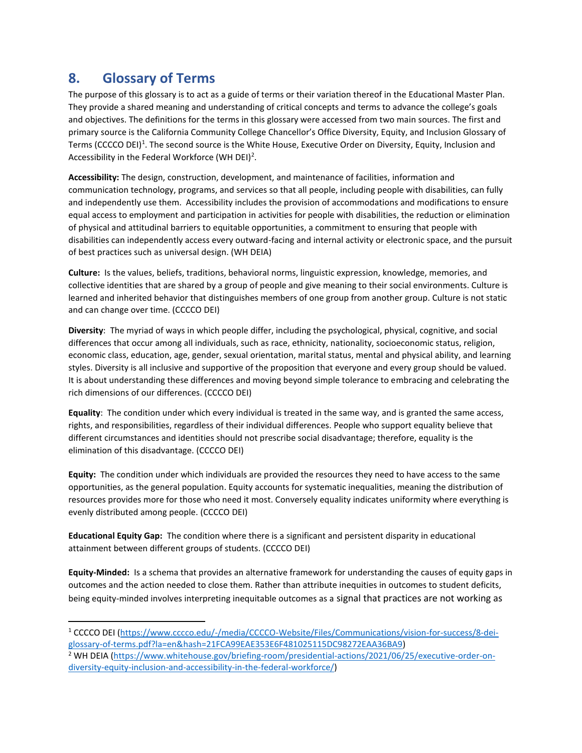## 8. Glossary of Terms

The purpose of this glossary is to act as a guide of terms or their variation thereof in the Educational Master Plan. They provide a shared meaning and understanding of critical concepts and terms to advance the college's goals and objectives. The definitions for the terms in this glossary were accessed from two main sources. The first and primary source is the California Community College Chancellor's Office Diversity, Equity, and Inclusion Glossary of Terms (CCCCO DEI)[1]. The second source is the White House, Executive Order on Diversity, Equity, Inclusion and Accessibility in the Federal Workforce (WH DEI)[2].

**Accessibility:** The design, construction, development, and maintenance of facilities, information and communication technology, programs, and services so that all people, including people with disabilities, can fully and independently use them. Accessibility includes the provision of accommodations and modifications to ensure equal access to employment and participation in activities for people with disabilities, the reduction or elimination of physical and attitudinal barriers to equitable opportunities, a commitment to ensuring that people with disabilities can independently access every outward-facing and internal activity or electronic space, and the pursuit of best practices such as universal design. (WH DEIA)

**Culture:** Is the values, beliefs, traditions, behavioral norms, linguistic expression, knowledge, memories, and collective identities that are shared by a group of people and give meaning to their social environments. Culture is learned and inherited behavior that distinguishes members of one group from another group. Culture is not static and can change over time. (CCCCO DEI)

**Diversity**: The myriad of ways in which people differ, including the psychological, physical, cognitive, and social differences that occur among all individuals, such as race, ethnicity, nationality, socioeconomic status, religion, economic class, education, age, gender, sexual orientation, marital status, mental and physical ability, and learning styles. Diversity is all inclusive and supportive of the proposition that everyone and every group should be valued. It is about understanding these differences and moving beyond simple tolerance to embracing and celebrating the rich dimensions of our differences. (CCCCO DEI)

**Equality**: The condition under which every individual is treated in the same way, and is granted the same access, rights, and responsibilities, regardless of their individual differences. People who support equality believe that different circumstances and identities should not prescribe social disadvantage; therefore, equality is the elimination of this disadvantage. (CCCCO DEI)

**Equity:** The condition under which individuals are provided the resources they need to have access to the same opportunities, as the general population. Equity accounts for systematic inequalities, meaning the distribution of resources provides more for those who need it most. Conversely equality indicates uniformity where everything is evenly distributed among people. (CCCCO DEI)

**Educational Equity Gap:** The condition where there is a significant and persistent disparity in educational attainment between different groups of students. (CCCCO DEI)

**Equity-Minded:** Is a schema that provides an alternative framework for understanding the causes of equity gaps in outcomes and the action needed to close them. Rather than attribute inequities in outcomes to student deficits, being equity-minded involves interpreting inequitable outcomes as a signal that practices are not working as

---

[1] CCCCO DEI (https://www.cccco.edu/-/media/CCCCO-Website/Files/Communications/vision-for-success/8-dei-glossary-of-terms.pdf?la=en&hash=21FCA99EAE353E6F481025115DC98272EAA36BA9)

[2] WH DEIA (https://www.whitehouse.gov/briefing-room/presidential-actions/2021/06/25/executive-order-on-diversity-equity-inclusion-and-accessibility-in-the-federal-workforce/)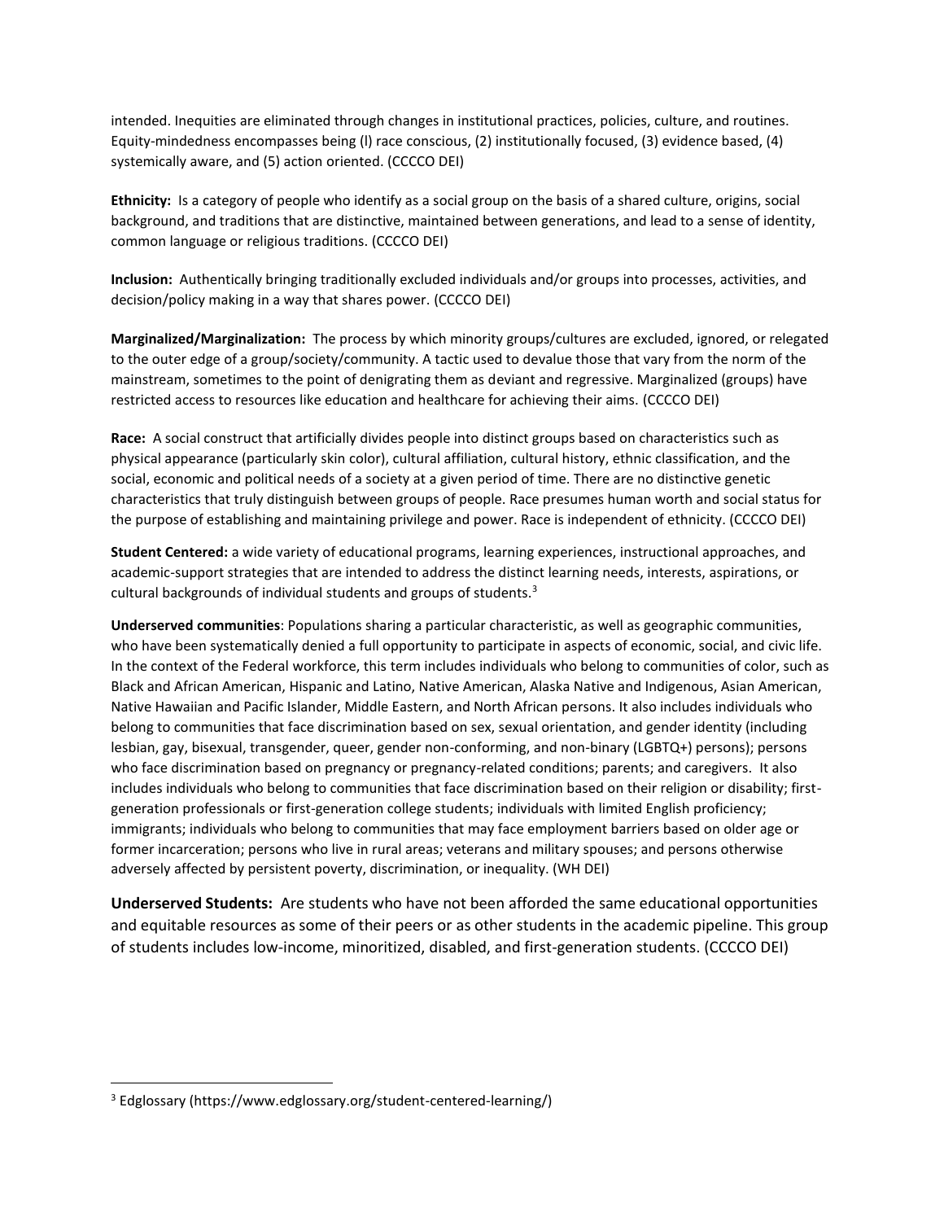intended. Inequities are eliminated through changes in institutional practices, policies, culture, and routines. Equity-mindedness encompasses being (l) race conscious, (2) institutionally focused, (3) evidence based, (4) systemically aware, and (5) action oriented. (CCCCO DEI)

**Ethnicity:** Is a category of people who identify as a social group on the basis of a shared culture, origins, social background, and traditions that are distinctive, maintained between generations, and lead to a sense of identity, common language or religious traditions. (CCCCO DEI)

**Inclusion:** Authentically bringing traditionally excluded individuals and/or groups into processes, activities, and decision/policy making in a way that shares power. (CCCCO DEI)

**Marginalized/Marginalization:** The process by which minority groups/cultures are excluded, ignored, or relegated to the outer edge of a group/society/community. A tactic used to devalue those that vary from the norm of the mainstream, sometimes to the point of denigrating them as deviant and regressive. Marginalized (groups) have restricted access to resources like education and healthcare for achieving their aims. (CCCCO DEI)

**Race:** A social construct that artificially divides people into distinct groups based on characteristics such as physical appearance (particularly skin color), cultural affiliation, cultural history, ethnic classification, and the social, economic and political needs of a society at a given period of time. There are no distinctive genetic characteristics that truly distinguish between groups of people. Race presumes human worth and social status for the purpose of establishing and maintaining privilege and power. Race is independent of ethnicity. (CCCCO DEI)

**Student Centered:** a wide variety of educational programs, learning experiences, instructional approaches, and academic-support strategies that are intended to address the distinct learning needs, interests, aspirations, or cultural backgrounds of individual students and groups of students.[3]

**Underserved communities**: Populations sharing a particular characteristic, as well as geographic communities, who have been systematically denied a full opportunity to participate in aspects of economic, social, and civic life. In the context of the Federal workforce, this term includes individuals who belong to communities of color, such as Black and African American, Hispanic and Latino, Native American, Alaska Native and Indigenous, Asian American, Native Hawaiian and Pacific Islander, Middle Eastern, and North African persons. It also includes individuals who belong to communities that face discrimination based on sex, sexual orientation, and gender identity (including lesbian, gay, bisexual, transgender, queer, gender non-conforming, and non-binary (LGBTQ+) persons); persons who face discrimination based on pregnancy or pregnancy-related conditions; parents; and caregivers. It also includes individuals who belong to communities that face discrimination based on their religion or disability; first-generation professionals or first-generation college students; individuals with limited English proficiency; immigrants; individuals who belong to communities that may face employment barriers based on older age or former incarceration; persons who live in rural areas; veterans and military spouses; and persons otherwise adversely affected by persistent poverty, discrimination, or inequality. (WH DEI)

**Underserved Students:** Are students who have not been afforded the same educational opportunities and equitable resources as some of their peers or as other students in the academic pipeline. This group of students includes low-income, minoritized, disabled, and first-generation students. (CCCCO DEI)

---

[3] Edglossary (https://www.edglossary.org/student-centered-learning/)